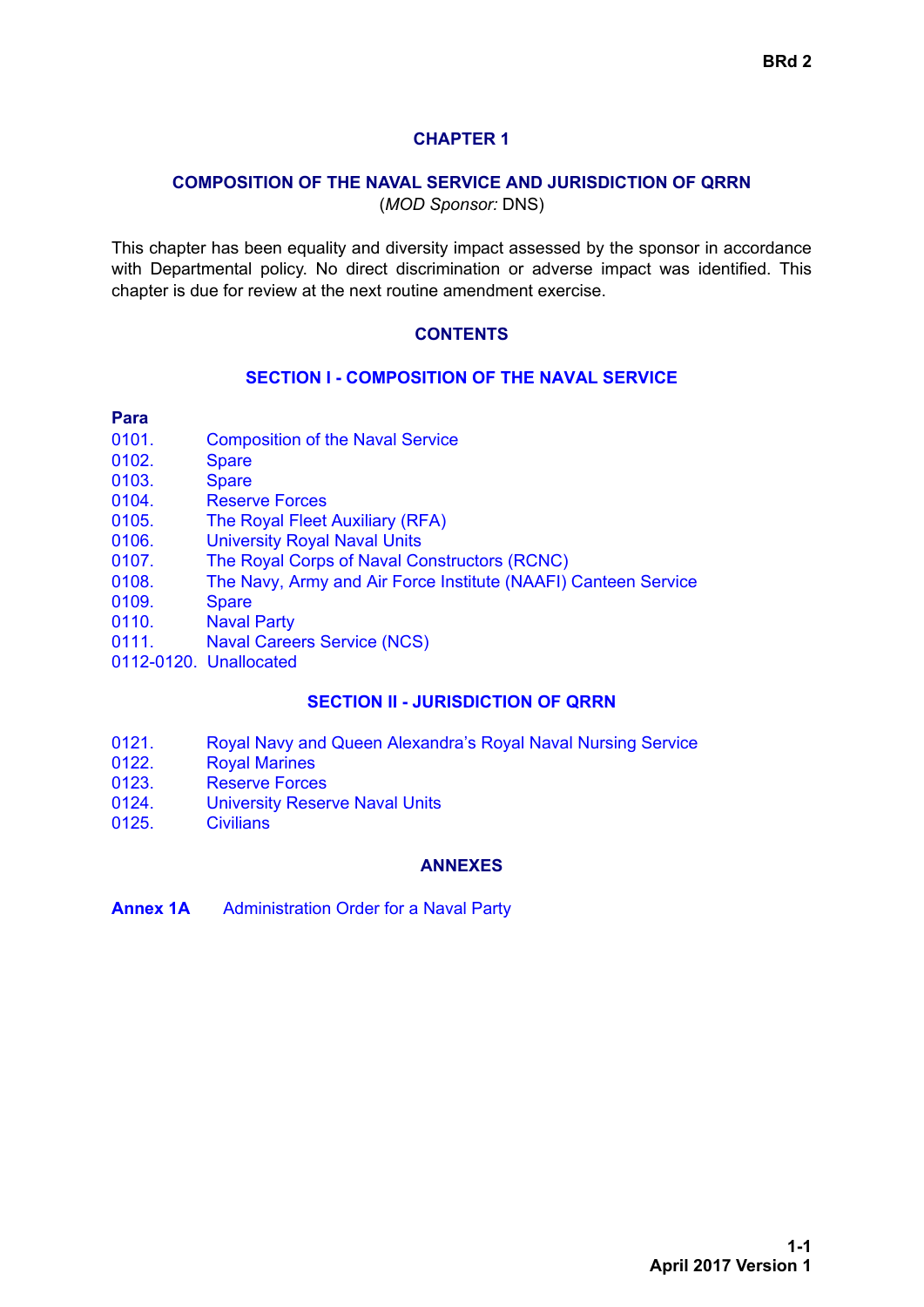# CHAPTER 1

## COMPOSITION OF THE NAVAL SERVICE AND JURISDICTION OF QRRN

(*MOD Sponsor:* DNS)

This chapter has been equality and diversity impact assessed by the sponsor in accordance with Departmental policy. No direct discrimination or adverse impact was identified. This chapter is due for review at the next routine amendment exercise.

## CONTENTS

### SECTION I - COMPOSITION OF THE NAVAL SERVICE

| Para | |
|---|---|
| 0101. | Composition of the Naval Service |
| 0102. | Spare |
| 0103. | Spare |
| 0104. | Reserve Forces |
| 0105. | The Royal Fleet Auxiliary (RFA) |
| 0106. | University Royal Naval Units |
| 0107. | The Royal Corps of Naval Constructors (RCNC) |
| 0108. | The Navy, Army and Air Force Institute (NAAFI) Canteen Service |
| 0109. | Spare |
| 0110. | Naval Party |
| 0111. | Naval Careers Service (NCS) |
| 0112-0120. | Unallocated |

### SECTION II - JURISDICTION OF QRRN

| | |
|---|---|
| 0121. | Royal Navy and Queen Alexandra's Royal Naval Nursing Service |
| 0122. | Royal Marines |
| 0123. | Reserve Forces |
| 0124. | University Reserve Naval Units |
| 0125. | Civilians |

## ANNEXES

**Annex 1A** Administration Order for a Naval Party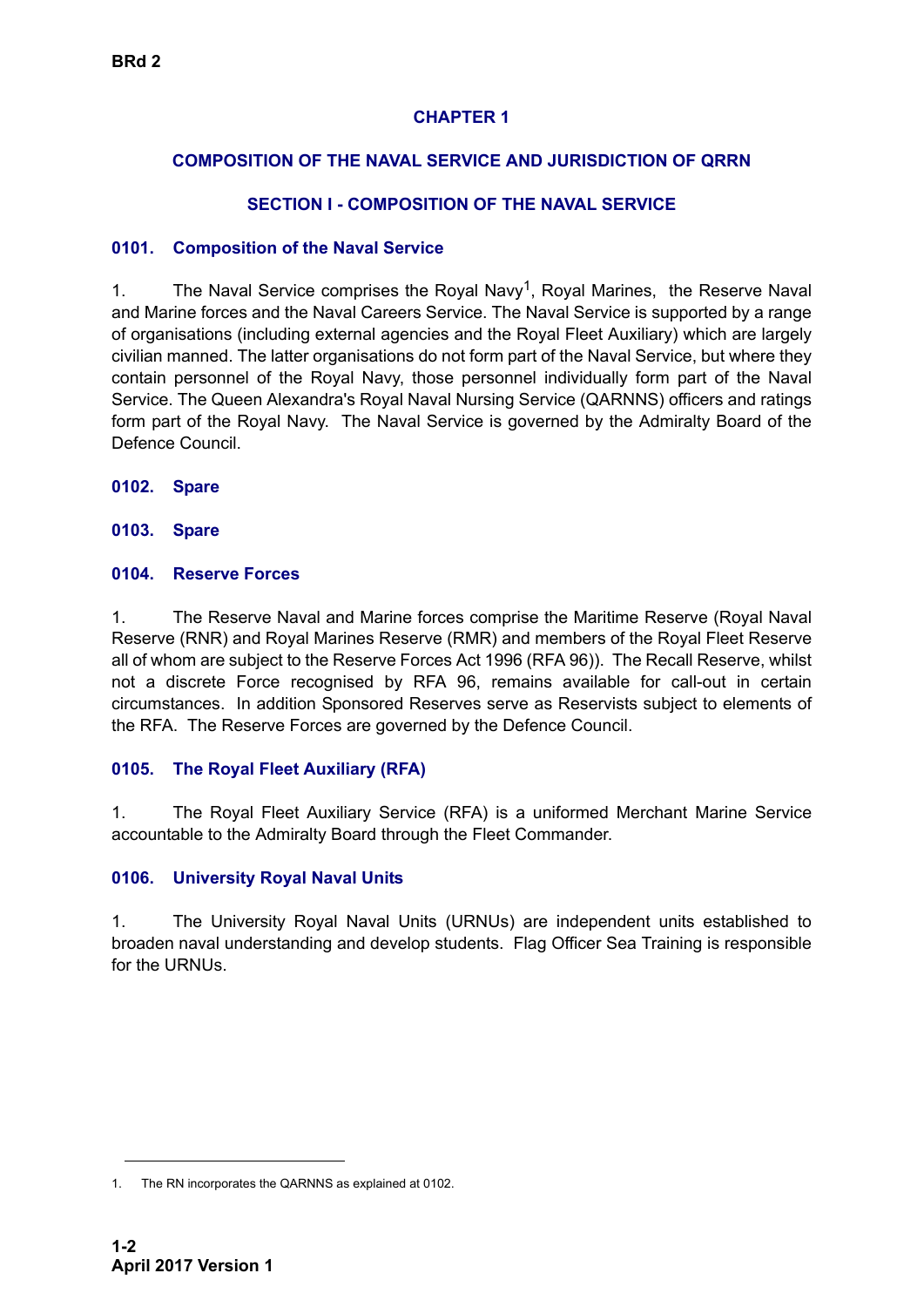# CHAPTER 1

## COMPOSITION OF THE NAVAL SERVICE AND JURISDICTION OF QRRN

### SECTION I - COMPOSITION OF THE NAVAL SERVICE

#### 0101. Composition of the Naval Service

1. The Naval Service comprises the Royal Navy[1], Royal Marines, the Reserve Naval and Marine forces and the Naval Careers Service. The Naval Service is supported by a range of organisations (including external agencies and the Royal Fleet Auxiliary) which are largely civilian manned. The latter organisations do not form part of the Naval Service, but where they contain personnel of the Royal Navy, those personnel individually form part of the Naval Service. The Queen Alexandra's Royal Naval Nursing Service (QARNNS) officers and ratings form part of the Royal Navy. The Naval Service is governed by the Admiralty Board of the Defence Council.

#### 0102. Spare

#### 0103. Spare

#### 0104. Reserve Forces

1. The Reserve Naval and Marine forces comprise the Maritime Reserve (Royal Naval Reserve (RNR) and Royal Marines Reserve (RMR) and members of the Royal Fleet Reserve all of whom are subject to the Reserve Forces Act 1996 (RFA 96)). The Recall Reserve, whilst not a discrete Force recognised by RFA 96, remains available for call-out in certain circumstances. In addition Sponsored Reserves serve as Reservists subject to elements of the RFA. The Reserve Forces are governed by the Defence Council.

#### 0105. The Royal Fleet Auxiliary (RFA)

1. The Royal Fleet Auxiliary Service (RFA) is a uniformed Merchant Marine Service accountable to the Admiralty Board through the Fleet Commander.

#### 0106. University Royal Naval Units

1. The University Royal Naval Units (URNUs) are independent units established to broaden naval understanding and develop students. Flag Officer Sea Training is responsible for the URNUs.

---

1. The RN incorporates the QARNNS as explained at 0102.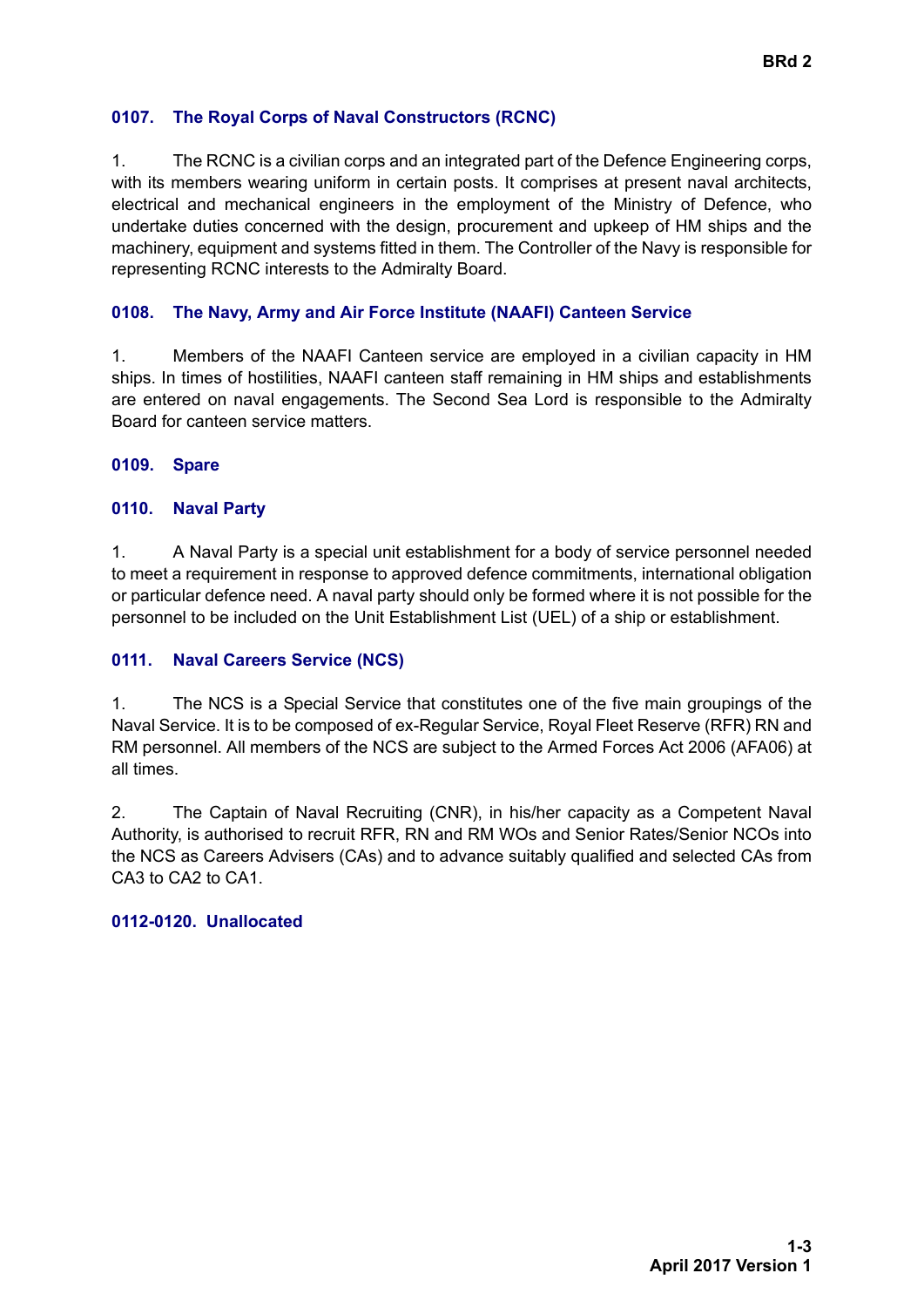### 0107. The Royal Corps of Naval Constructors (RCNC)

1. The RCNC is a civilian corps and an integrated part of the Defence Engineering corps, with its members wearing uniform in certain posts. It comprises at present naval architects, electrical and mechanical engineers in the employment of the Ministry of Defence, who undertake duties concerned with the design, procurement and upkeep of HM ships and the machinery, equipment and systems fitted in them. The Controller of the Navy is responsible for representing RCNC interests to the Admiralty Board.

### 0108. The Navy, Army and Air Force Institute (NAAFI) Canteen Service

1. Members of the NAAFI Canteen service are employed in a civilian capacity in HM ships. In times of hostilities, NAAFI canteen staff remaining in HM ships and establishments are entered on naval engagements. The Second Sea Lord is responsible to the Admiralty Board for canteen service matters.

### 0109. Spare

### 0110. Naval Party

1. A Naval Party is a special unit establishment for a body of service personnel needed to meet a requirement in response to approved defence commitments, international obligation or particular defence need. A naval party should only be formed where it is not possible for the personnel to be included on the Unit Establishment List (UEL) of a ship or establishment.

### 0111. Naval Careers Service (NCS)

1. The NCS is a Special Service that constitutes one of the five main groupings of the Naval Service. It is to be composed of ex-Regular Service, Royal Fleet Reserve (RFR) RN and RM personnel. All members of the NCS are subject to the Armed Forces Act 2006 (AFA06) at all times.

2. The Captain of Naval Recruiting (CNR), in his/her capacity as a Competent Naval Authority, is authorised to recruit RFR, RN and RM WOs and Senior Rates/Senior NCOs into the NCS as Careers Advisers (CAs) and to advance suitably qualified and selected CAs from CA3 to CA2 to CA1.

### 0112-0120. Unallocated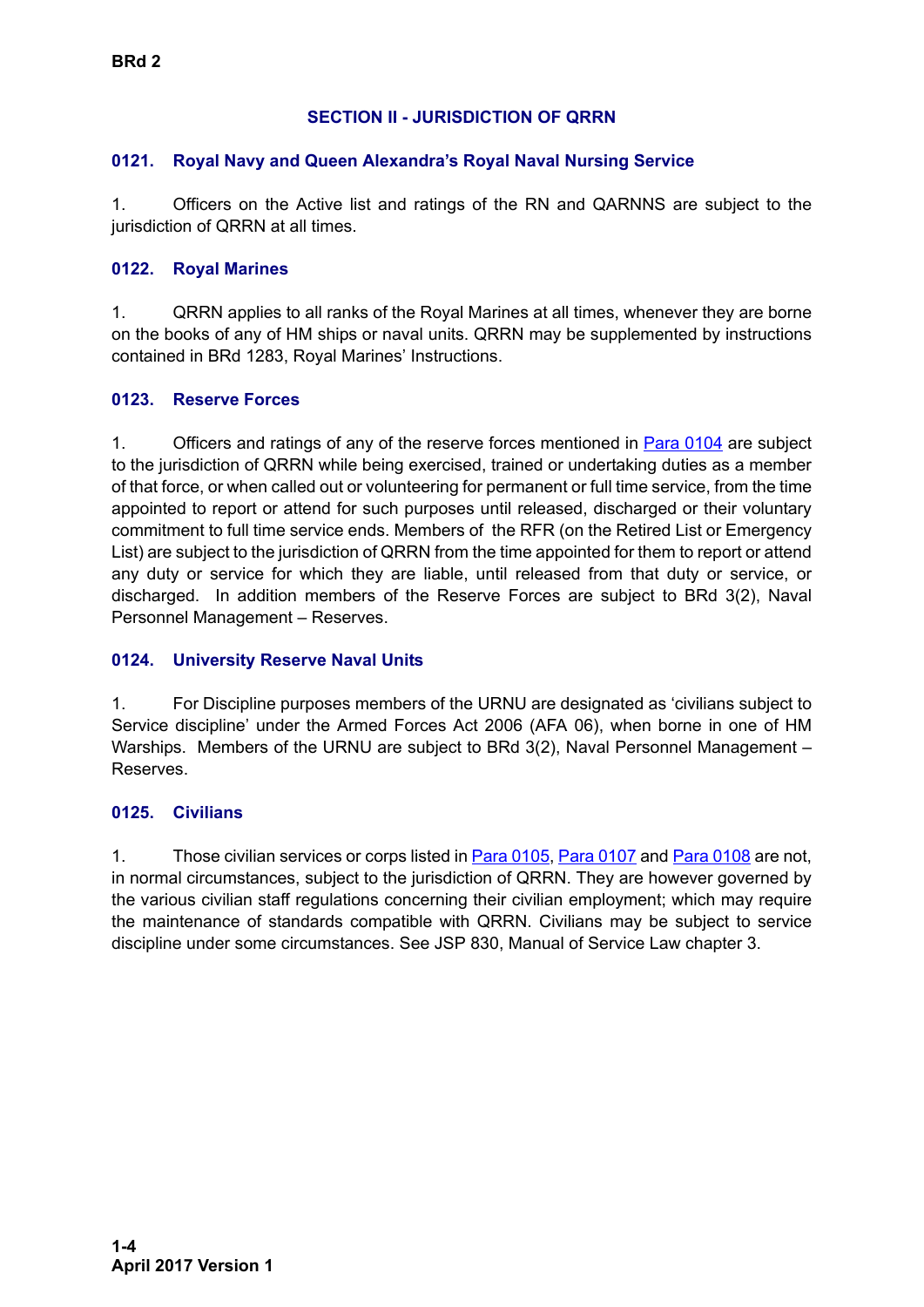## SECTION II - JURISDICTION OF QRRN

### 0121. Royal Navy and Queen Alexandra's Royal Naval Nursing Service

1. Officers on the Active list and ratings of the RN and QARNNS are subject to the jurisdiction of QRRN at all times.

### 0122. Royal Marines

1. QRRN applies to all ranks of the Royal Marines at all times, whenever they are borne on the books of any of HM ships or naval units. QRRN may be supplemented by instructions contained in BRd 1283, Royal Marines' Instructions.

### 0123. Reserve Forces

1. Officers and ratings of any of the reserve forces mentioned in Para 0104 are subject to the jurisdiction of QRRN while being exercised, trained or undertaking duties as a member of that force, or when called out or volunteering for permanent or full time service, from the time appointed to report or attend for such purposes until released, discharged or their voluntary commitment to full time service ends. Members of the RFR (on the Retired List or Emergency List) are subject to the jurisdiction of QRRN from the time appointed for them to report or attend any duty or service for which they are liable, until released from that duty or service, or discharged. In addition members of the Reserve Forces are subject to BRd 3(2), Naval Personnel Management – Reserves.

### 0124. University Reserve Naval Units

1. For Discipline purposes members of the URNU are designated as 'civilians subject to Service discipline' under the Armed Forces Act 2006 (AFA 06), when borne in one of HM Warships. Members of the URNU are subject to BRd 3(2), Naval Personnel Management – Reserves.

### 0125. Civilians

1. Those civilian services or corps listed in Para 0105, Para 0107 and Para 0108 are not, in normal circumstances, subject to the jurisdiction of QRRN. They are however governed by the various civilian staff regulations concerning their civilian employment; which may require the maintenance of standards compatible with QRRN. Civilians may be subject to service discipline under some circumstances. See JSP 830, Manual of Service Law chapter 3.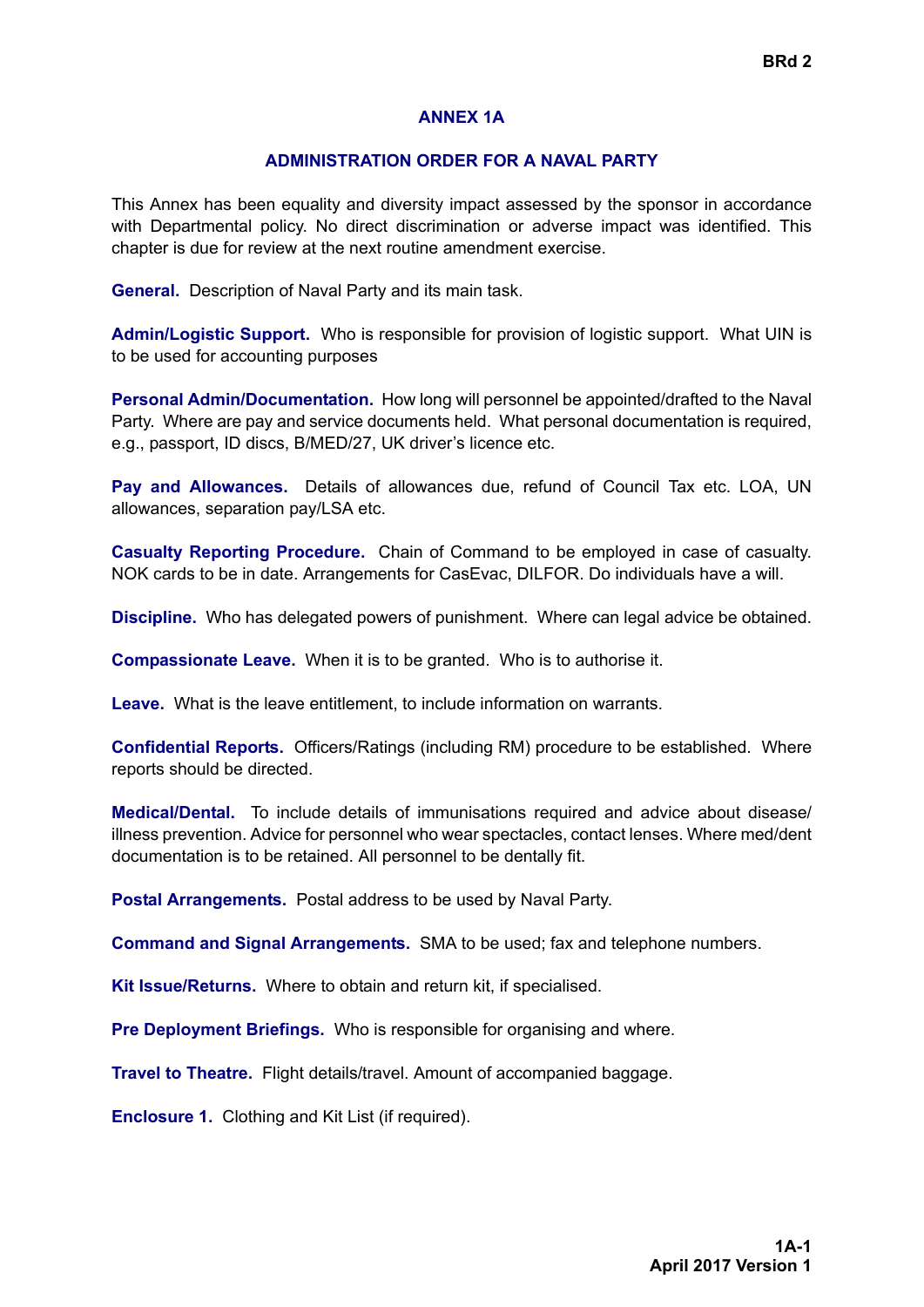## ANNEX 1A

## ADMINISTRATION ORDER FOR A NAVAL PARTY

This Annex has been equality and diversity impact assessed by the sponsor in accordance with Departmental policy. No direct discrimination or adverse impact was identified. This chapter is due for review at the next routine amendment exercise.

**General.** Description of Naval Party and its main task.

**Admin/Logistic Support.** Who is responsible for provision of logistic support. What UIN is to be used for accounting purposes

**Personal Admin/Documentation.** How long will personnel be appointed/drafted to the Naval Party. Where are pay and service documents held. What personal documentation is required, e.g., passport, ID discs, B/MED/27, UK driver's licence etc.

**Pay and Allowances.** Details of allowances due, refund of Council Tax etc. LOA, UN allowances, separation pay/LSA etc.

**Casualty Reporting Procedure.** Chain of Command to be employed in case of casualty. NOK cards to be in date. Arrangements for CasEvac, DILFOR. Do individuals have a will.

**Discipline.** Who has delegated powers of punishment. Where can legal advice be obtained.

**Compassionate Leave.** When it is to be granted. Who is to authorise it.

**Leave.** What is the leave entitlement, to include information on warrants.

**Confidential Reports.** Officers/Ratings (including RM) procedure to be established. Where reports should be directed.

**Medical/Dental.** To include details of immunisations required and advice about disease/ illness prevention. Advice for personnel who wear spectacles, contact lenses. Where med/dent documentation is to be retained. All personnel to be dentally fit.

**Postal Arrangements.** Postal address to be used by Naval Party.

**Command and Signal Arrangements.** SMA to be used; fax and telephone numbers.

**Kit Issue/Returns.** Where to obtain and return kit, if specialised.

**Pre Deployment Briefings.** Who is responsible for organising and where.

**Travel to Theatre.** Flight details/travel. Amount of accompanied baggage.

**Enclosure 1.** Clothing and Kit List (if required).